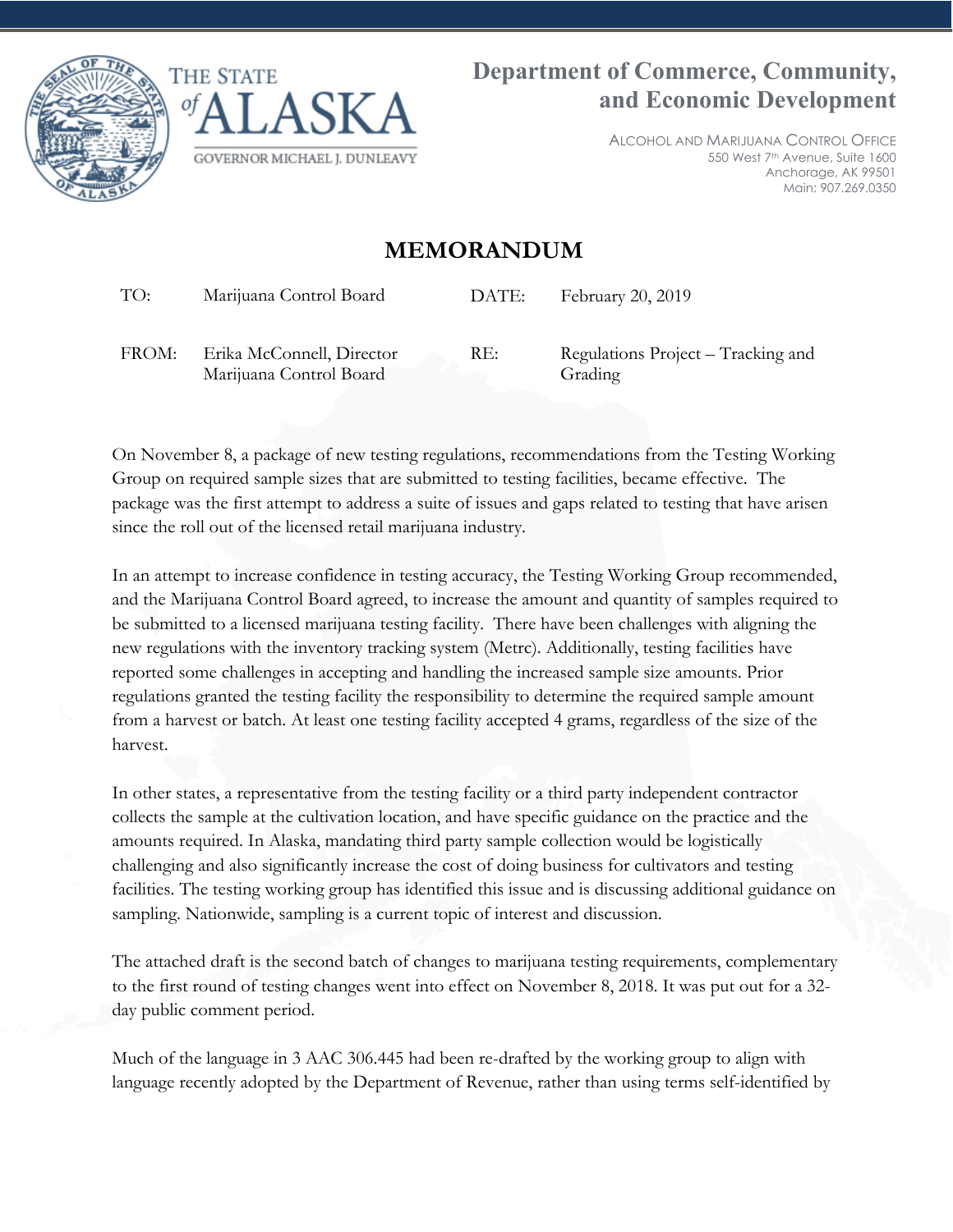THE STATE of ALASKA

GOVERNOR MICHAEL J. DUNLEAVY

**Department of Commerce, Community, and Economic Development**

ALCOHOL AND MARIJUANA CONTROL OFFICE
550 West 7th Avenue, Suite 1600
Anchorage, AK 99501
Main: 907.269.0350

# MEMORANDUM

| | | | |
|---|---|---|---|
| TO: | Marijuana Control Board | DATE: | February 20, 2019 |
| FROM: | Erika McConnell, Director<br>Marijuana Control Board | RE: | Regulations Project – Tracking and Grading |

On November 8, a package of new testing regulations, recommendations from the Testing Working Group on required sample sizes that are submitted to testing facilities, became effective. The package was the first attempt to address a suite of issues and gaps related to testing that have arisen since the roll out of the licensed retail marijuana industry.

In an attempt to increase confidence in testing accuracy, the Testing Working Group recommended, and the Marijuana Control Board agreed, to increase the amount and quantity of samples required to be submitted to a licensed marijuana testing facility. There have been challenges with aligning the new regulations with the inventory tracking system (Metrc). Additionally, testing facilities have reported some challenges in accepting and handling the increased sample size amounts. Prior regulations granted the testing facility the responsibility to determine the required sample amount from a harvest or batch. At least one testing facility accepted 4 grams, regardless of the size of the harvest.

In other states, a representative from the testing facility or a third party independent contractor collects the sample at the cultivation location, and have specific guidance on the practice and the amounts required. In Alaska, mandating third party sample collection would be logistically challenging and also significantly increase the cost of doing business for cultivators and testing facilities. The testing working group has identified this issue and is discussing additional guidance on sampling. Nationwide, sampling is a current topic of interest and discussion.

The attached draft is the second batch of changes to marijuana testing requirements, complementary to the first round of testing changes went into effect on November 8, 2018. It was put out for a 32-day public comment period.

Much of the language in 3 AAC 306.445 had been re-drafted by the working group to align with language recently adopted by the Department of Revenue, rather than using terms self-identified by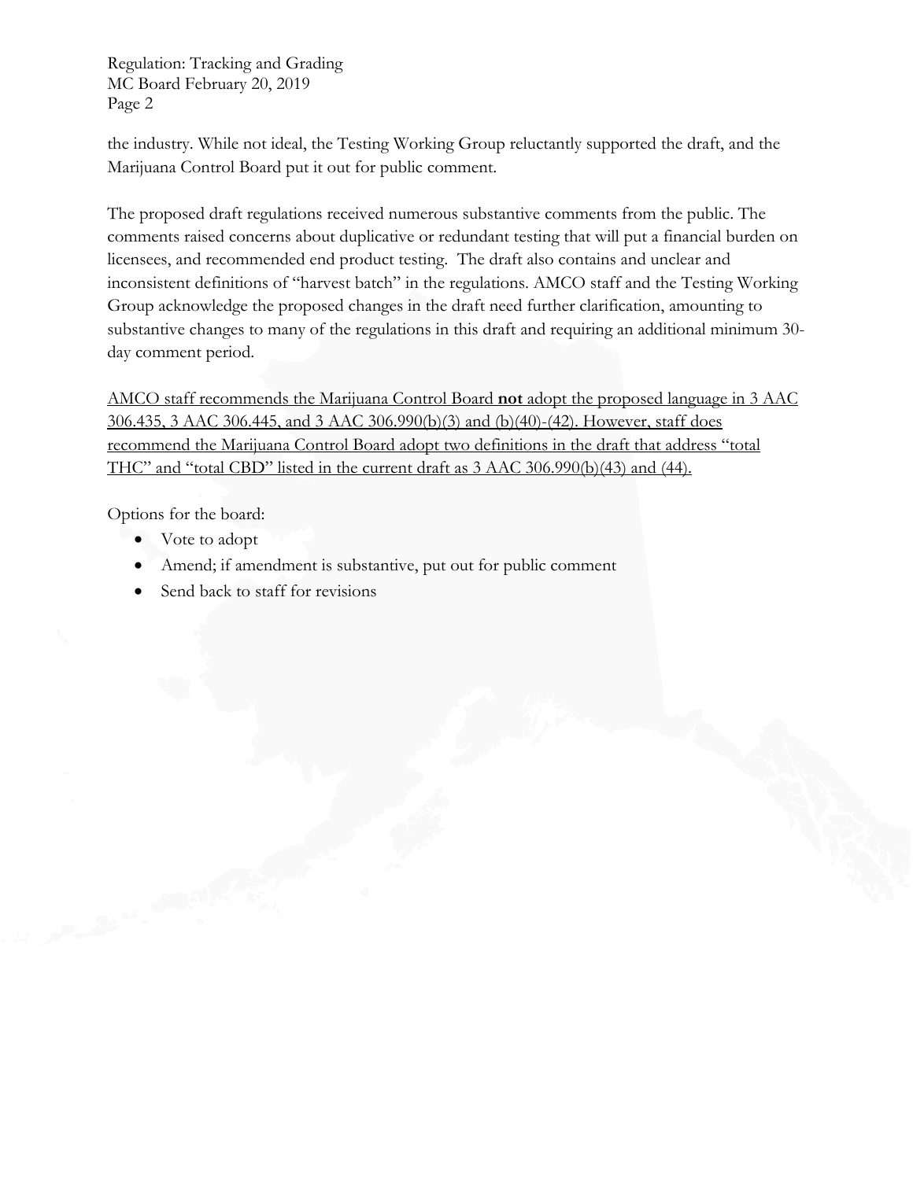the industry. While not ideal, the Testing Working Group reluctantly supported the draft, and the Marijuana Control Board put it out for public comment.

The proposed draft regulations received numerous substantive comments from the public. The comments raised concerns about duplicative or redundant testing that will put a financial burden on licensees, and recommended end product testing. The draft also contains and unclear and inconsistent definitions of "harvest batch" in the regulations. AMCO staff and the Testing Working Group acknowledge the proposed changes in the draft need further clarification, amounting to substantive changes to many of the regulations in this draft and requiring an additional minimum 30-day comment period.

<u>AMCO staff recommends the Marijuana Control Board **not** adopt the proposed language in 3 AAC 306.435, 3 AAC 306.445, and 3 AAC 306.990(b)(3) and (b)(40)-(42). However, staff does recommend the Marijuana Control Board adopt two definitions in the draft that address "total THC" and "total CBD" listed in the current draft as 3 AAC 306.990(b)(43) and (44).</u>

Options for the board:

- Vote to adopt
- Amend; if amendment is substantive, put out for public comment
- Send back to staff for revisions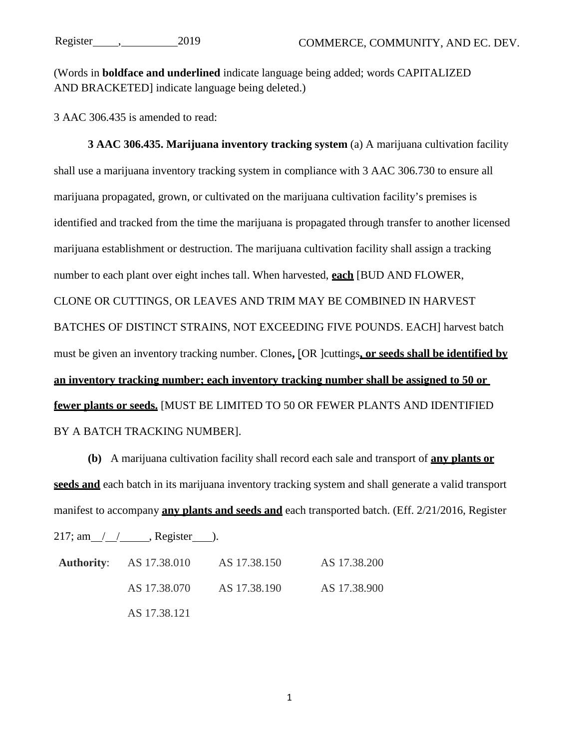(Words in **boldface and underlined** indicate language being added; words CAPITALIZED AND BRACKETED] indicate language being deleted.)

3 AAC 306.435 is amended to read:

**3 AAC 306.435. Marijuana inventory tracking system** (a) A marijuana cultivation facility shall use a marijuana inventory tracking system in compliance with 3 AAC 306.730 to ensure all marijuana propagated, grown, or cultivated on the marijuana cultivation facility's premises is identified and tracked from the time the marijuana is propagated through transfer to another licensed marijuana establishment or destruction. The marijuana cultivation facility shall assign a tracking number to each plant over eight inches tall. When harvested, **<u>each</u>** [BUD AND FLOWER, CLONE OR CUTTINGS, OR LEAVES AND TRIM MAY BE COMBINED IN HARVEST BATCHES OF DISTINCT STRAINS, NOT EXCEEDING FIVE POUNDS. EACH] harvest batch must be given an inventory tracking number. Clones**<u>,</u>** [OR ]cuttings**<u>, or seeds shall be identified by an inventory tracking number; each inventory tracking number shall be assigned to 50 or fewer plants or seeds.</u>** [MUST BE LIMITED TO 50 OR FEWER PLANTS AND IDENTIFIED BY A BATCH TRACKING NUMBER].

**(b)** A marijuana cultivation facility shall record each sale and transport of **<u>any plants or seeds and</u>** each batch in its marijuana inventory tracking system and shall generate a valid transport manifest to accompany **<u>any plants and seeds and</u>** each transported batch. (Eff. 2/21/2016, Register 217; am \_\_/\_\_/\_\_\_\_\_, Register \_\_\_).

| **Authority**: | AS 17.38.010 | AS 17.38.150 | AS 17.38.200 |
|---|---|---|---|
| | AS 17.38.070 | AS 17.38.190 | AS 17.38.900 |
| | AS 17.38.121 | | |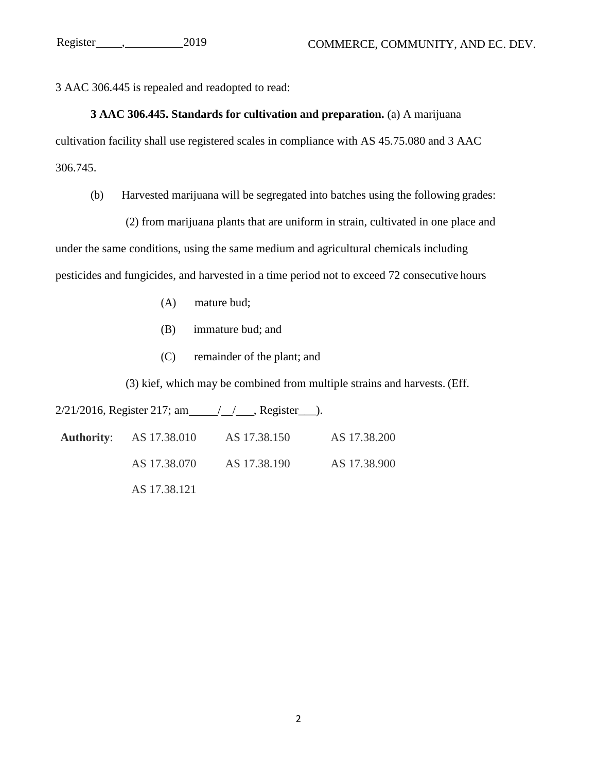3 AAC 306.445 is repealed and readopted to read:

**3 AAC 306.445. Standards for cultivation and preparation.** (a) A marijuana cultivation facility shall use registered scales in compliance with AS 45.75.080 and 3 AAC 306.745.

(b) Harvested marijuana will be segregated into batches using the following grades:

(2) from marijuana plants that are uniform in strain, cultivated in one place and under the same conditions, using the same medium and agricultural chemicals including pesticides and fungicides, and harvested in a time period not to exceed 72 consecutive hours

(A) mature bud;

(B) immature bud; and

(C) remainder of the plant; and

(3) kief, which may be combined from multiple strains and harvests. (Eff. 2/21/2016, Register 217; am\_\_\_\_/\_\_/\_\_\_, Register\_\_\_).

| **Authority**: | AS 17.38.010 | AS 17.38.150 | AS 17.38.200 |
|---|---|---|---|
| | AS 17.38.070 | AS 17.38.190 | AS 17.38.900 |
| | AS 17.38.121 | | |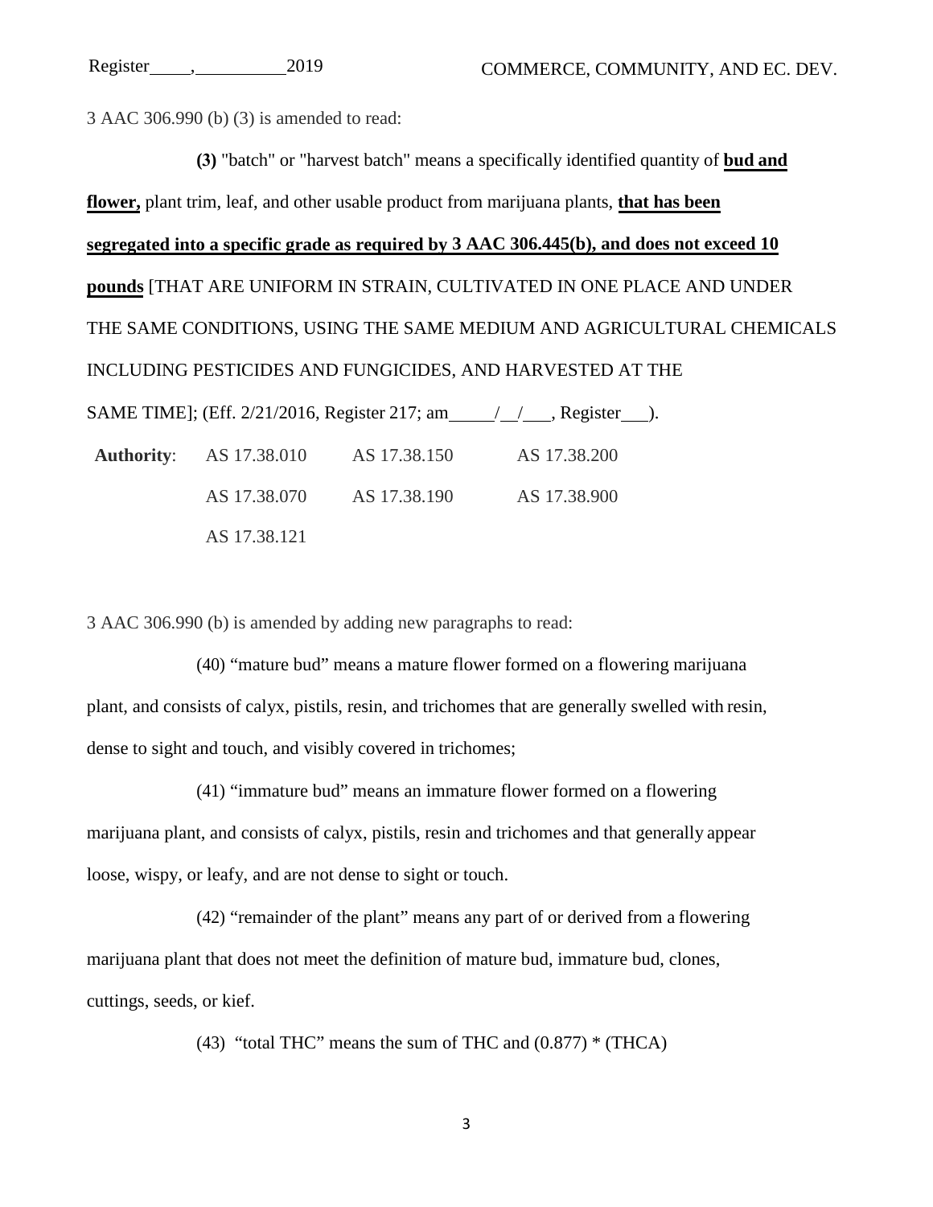3 AAC 306.990 (b) (3) is amended to read:

**(3)** "batch" or "harvest batch" means a specifically identified quantity of **bud and flower,** plant trim, leaf, and other usable product from marijuana plants, **that has been segregated into a specific grade as required by 3 AAC 306.445(b), and does not exceed 10 pounds** [THAT ARE UNIFORM IN STRAIN, CULTIVATED IN ONE PLACE AND UNDER THE SAME CONDITIONS, USING THE SAME MEDIUM AND AGRICULTURAL CHEMICALS INCLUDING PESTICIDES AND FUNGICIDES, AND HARVESTED AT THE SAME TIME]; (Eff. 2/21/2016, Register 217; am\_\_\_\_\_/\_\_/\_\_\_, Register\_\_\_).

| **Authority**: | AS 17.38.010 | AS 17.38.150 | AS 17.38.200 |
|---|---|---|---|
| | AS 17.38.070 | AS 17.38.190 | AS 17.38.900 |
| | AS 17.38.121 | | |

3 AAC 306.990 (b) is amended by adding new paragraphs to read:

(40) "mature bud" means a mature flower formed on a flowering marijuana plant, and consists of calyx, pistils, resin, and trichomes that are generally swelled with resin, dense to sight and touch, and visibly covered in trichomes;

(41) "immature bud" means an immature flower formed on a flowering marijuana plant, and consists of calyx, pistils, resin and trichomes and that generally appear loose, wispy, or leafy, and are not dense to sight or touch.

(42) "remainder of the plant" means any part of or derived from a flowering marijuana plant that does not meet the definition of mature bud, immature bud, clones, cuttings, seeds, or kief.

(43) "total THC" means the sum of THC and (0.877) * (THCA)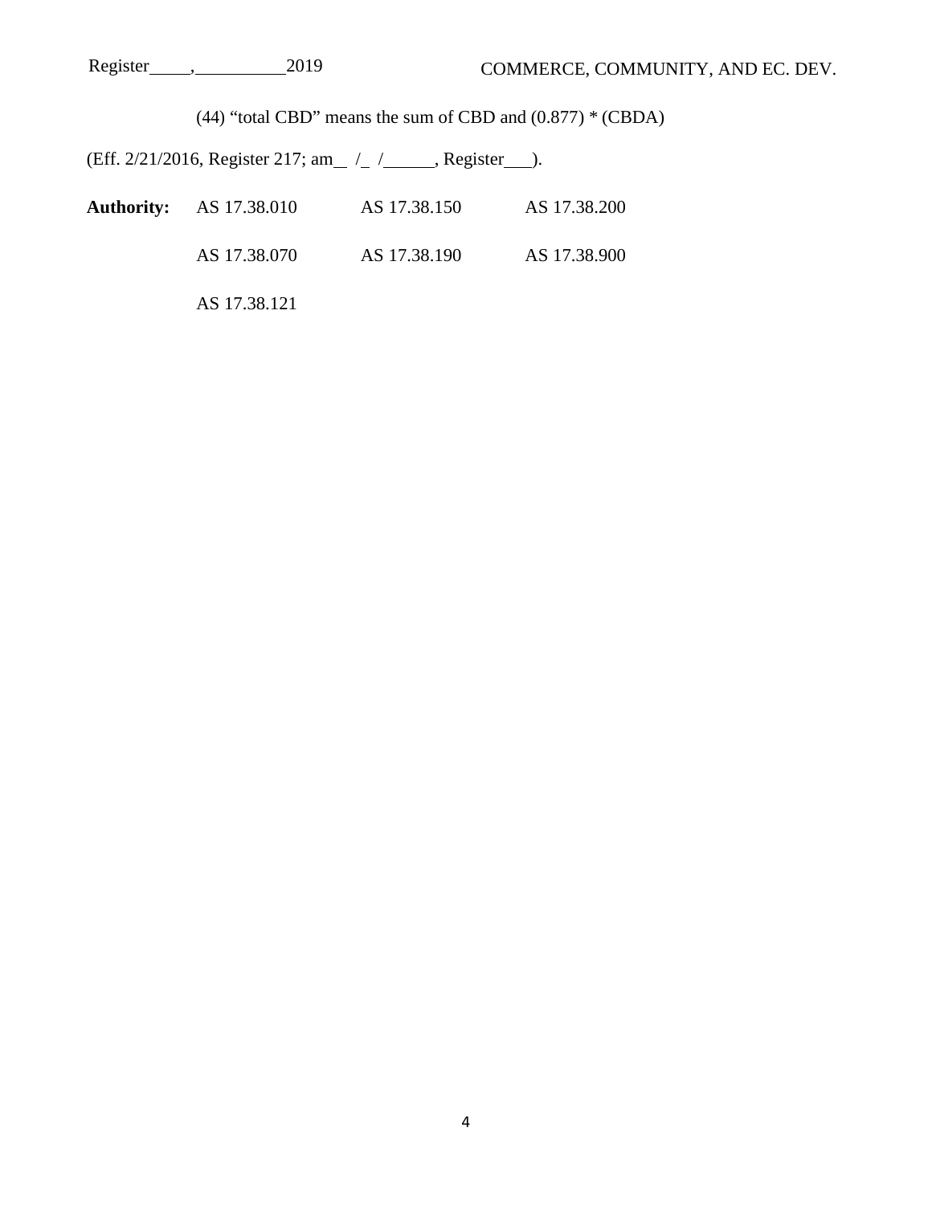(44) "total CBD" means the sum of CBD and (0.877) * (CBDA)

(Eff. 2/21/2016, Register 217; am\_\_ /\_ /\_\_\_\_\_\_, Register\_\_\_).

| **Authority:** | AS 17.38.010 | AS 17.38.150 | AS 17.38.200 |
|---|---|---|---|
| | AS 17.38.070 | AS 17.38.190 | AS 17.38.900 |
| | AS 17.38.121 | | |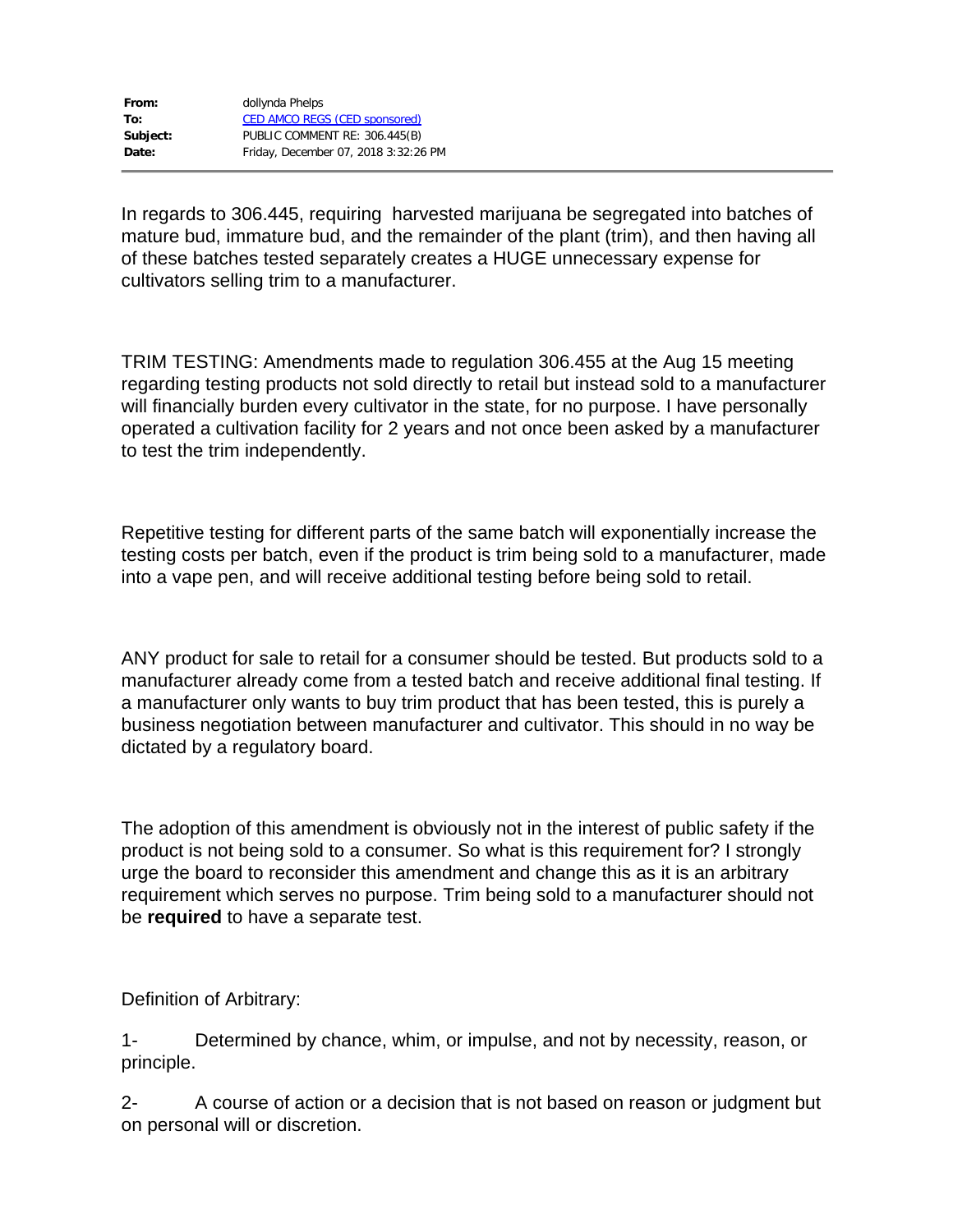| | |
|---|---|
| **From:** | dollynda Phelps |
| **To:** | CED AMCO REGS (CED sponsored) |
| **Subject:** | PUBLIC COMMENT RE: 306.445(B) |
| **Date:** | Friday, December 07, 2018 3:32:26 PM |

In regards to 306.445, requiring harvested marijuana be segregated into batches of mature bud, immature bud, and the remainder of the plant (trim), and then having all of these batches tested separately creates a HUGE unnecessary expense for cultivators selling trim to a manufacturer.

TRIM TESTING: Amendments made to regulation 306.455 at the Aug 15 meeting regarding testing products not sold directly to retail but instead sold to a manufacturer will financially burden every cultivator in the state, for no purpose. I have personally operated a cultivation facility for 2 years and not once been asked by a manufacturer to test the trim independently.

Repetitive testing for different parts of the same batch will exponentially increase the testing costs per batch, even if the product is trim being sold to a manufacturer, made into a vape pen, and will receive additional testing before being sold to retail.

ANY product for sale to retail for a consumer should be tested. But products sold to a manufacturer already come from a tested batch and receive additional final testing. If a manufacturer only wants to buy trim product that has been tested, this is purely a business negotiation between manufacturer and cultivator. This should in no way be dictated by a regulatory board.

The adoption of this amendment is obviously not in the interest of public safety if the product is not being sold to a consumer. So what is this requirement for? I strongly urge the board to reconsider this amendment and change this as it is an arbitrary requirement which serves no purpose. Trim being sold to a manufacturer should not be **required** to have a separate test.

Definition of Arbitrary:

1- Determined by chance, whim, or impulse, and not by necessity, reason, or principle.

2- A course of action or a decision that is not based on reason or judgment but on personal will or discretion.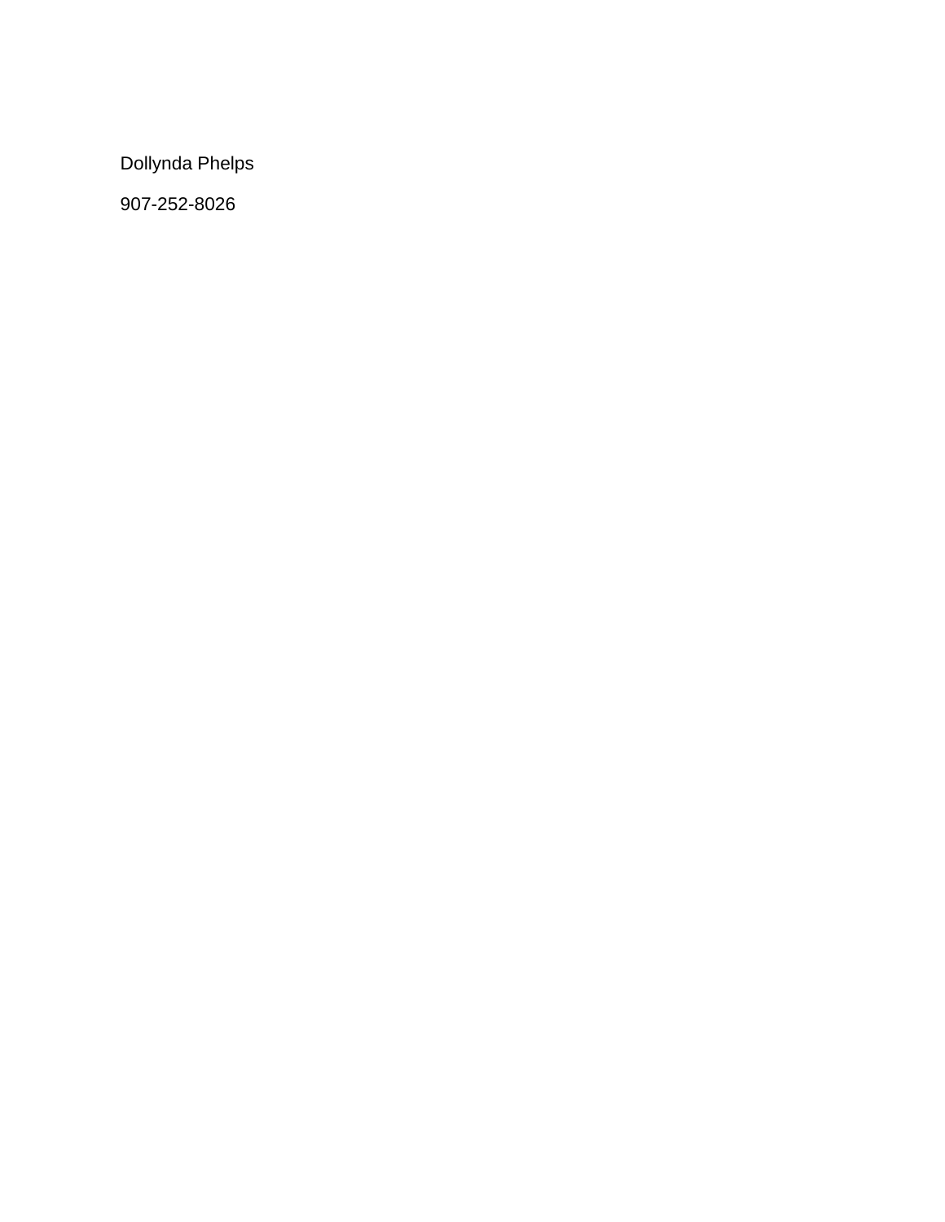Dollynda Phelps

907-252-8026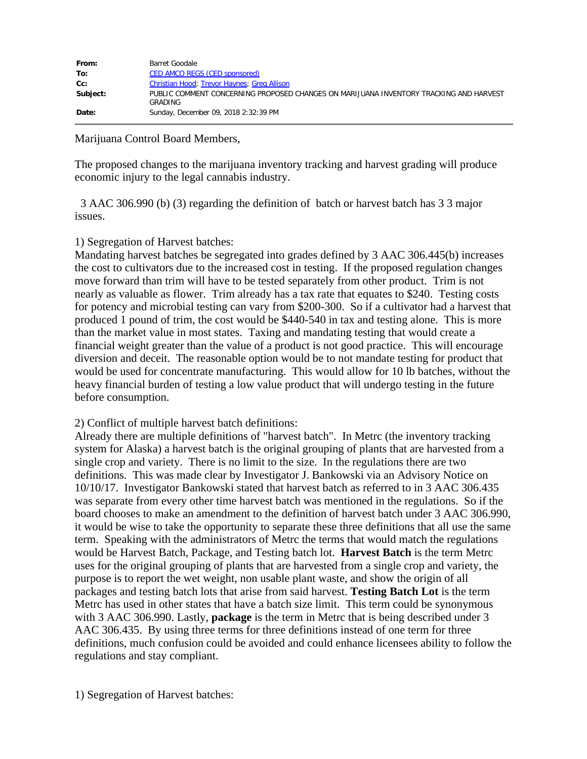| | |
|---|---|
| **From:** | Barret Goodale |
| **To:** | CED AMCO REGS (CED sponsored) |
| **Cc:** | Christian Hood; Trevor Haynes; Greg Allison |
| **Subject:** | PUBLIC COMMENT CONCERNING PROPOSED CHANGES ON MARIJUANA INVENTORY TRACKING AND HARVEST GRADING |
| **Date:** | Sunday, December 09, 2018 2:32:39 PM |

Marijuana Control Board Members,

The proposed changes to the marijuana inventory tracking and harvest grading will produce economic injury to the legal cannabis industry.

3 AAC 306.990 (b) (3) regarding the definition of batch or harvest batch has 3 3 major issues.

1) Segregation of Harvest batches:
Mandating harvest batches be segregated into grades defined by 3 AAC 306.445(b) increases the cost to cultivators due to the increased cost in testing. If the proposed regulation changes move forward than trim will have to be tested separately from other product. Trim is not nearly as valuable as flower. Trim already has a tax rate that equates to $240. Testing costs for potency and microbial testing can vary from $200-300. So if a cultivator had a harvest that produced 1 pound of trim, the cost would be $440-540 in tax and testing alone. This is more than the market value in most states. Taxing and mandating testing that would create a financial weight greater than the value of a product is not good practice. This will encourage diversion and deceit. The reasonable option would be to not mandate testing for product that would be used for concentrate manufacturing. This would allow for 10 lb batches, without the heavy financial burden of testing a low value product that will undergo testing in the future before consumption.

2) Conflict of multiple harvest batch definitions:
Already there are multiple definitions of "harvest batch". In Metrc (the inventory tracking system for Alaska) a harvest batch is the original grouping of plants that are harvested from a single crop and variety. There is no limit to the size. In the regulations there are two definitions. This was made clear by Investigator J. Bankowski via an Advisory Notice on 10/10/17. Investigator Bankowski stated that harvest batch as referred to in 3 AAC 306.435 was separate from every other time harvest batch was mentioned in the regulations. So if the board chooses to make an amendment to the definition of harvest batch under 3 AAC 306.990, it would be wise to take the opportunity to separate these three definitions that all use the same term. Speaking with the administrators of Metrc the terms that would match the regulations would be Harvest Batch, Package, and Testing batch lot. **Harvest Batch** is the term Metrc uses for the original grouping of plants that are harvested from a single crop and variety, the purpose is to report the wet weight, non usable plant waste, and show the origin of all packages and testing batch lots that arise from said harvest. **Testing Batch Lot** is the term Metrc has used in other states that have a batch size limit. This term could be synonymous with 3 AAC 306.990. Lastly, **package** is the term in Metrc that is being described under 3 AAC 306.435. By using three terms for three definitions instead of one term for three definitions, much confusion could be avoided and could enhance licensees ability to follow the regulations and stay compliant.

1) Segregation of Harvest batches: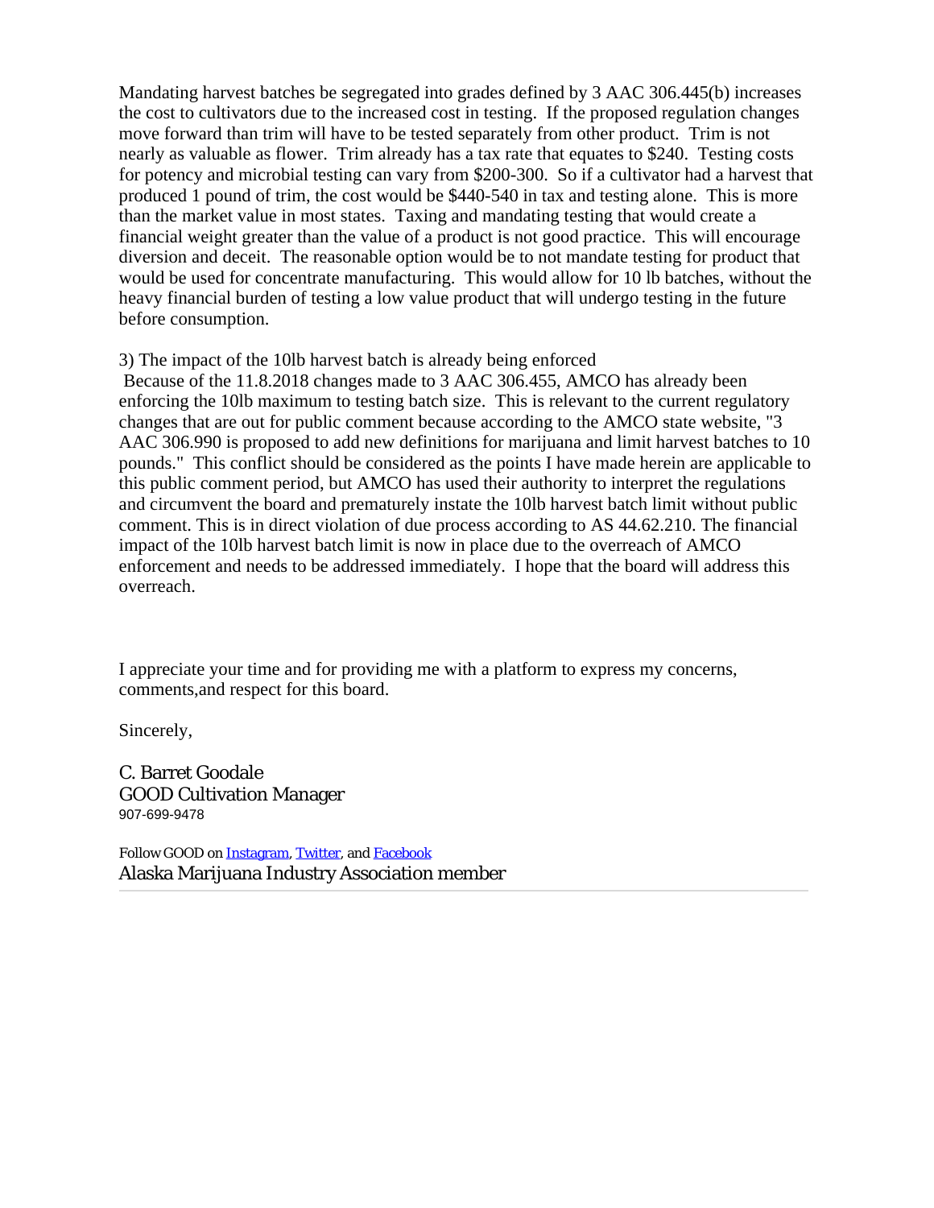Mandating harvest batches be segregated into grades defined by 3 AAC 306.445(b) increases the cost to cultivators due to the increased cost in testing. If the proposed regulation changes move forward than trim will have to be tested separately from other product. Trim is not nearly as valuable as flower. Trim already has a tax rate that equates to $240. Testing costs for potency and microbial testing can vary from $200-300. So if a cultivator had a harvest that produced 1 pound of trim, the cost would be $440-540 in tax and testing alone. This is more than the market value in most states. Taxing and mandating testing that would create a financial weight greater than the value of a product is not good practice. This will encourage diversion and deceit. The reasonable option would be to not mandate testing for product that would be used for concentrate manufacturing. This would allow for 10 lb batches, without the heavy financial burden of testing a low value product that will undergo testing in the future before consumption.

3) The impact of the 10lb harvest batch is already being enforced

Because of the 11.8.2018 changes made to 3 AAC 306.455, AMCO has already been enforcing the 10lb maximum to testing batch size. This is relevant to the current regulatory changes that are out for public comment because according to the AMCO state website, "3 AAC 306.990 is proposed to add new definitions for marijuana and limit harvest batches to 10 pounds." This conflict should be considered as the points I have made herein are applicable to this public comment period, but AMCO has used their authority to interpret the regulations and circumvent the board and prematurely instate the 10lb harvest batch limit without public comment. This is in direct violation of due process according to AS 44.62.210. The financial impact of the 10lb harvest batch limit is now in place due to the overreach of AMCO enforcement and needs to be addressed immediately. I hope that the board will address this overreach.

I appreciate your time and for providing me with a platform to express my concerns, comments,and respect for this board.

Sincerely,

C. Barret Goodale
GOOD Cultivation Manager
907-699-9478

Follow GOOD on Instagram, Twitter, and Facebook
Alaska Marijuana Industry Association member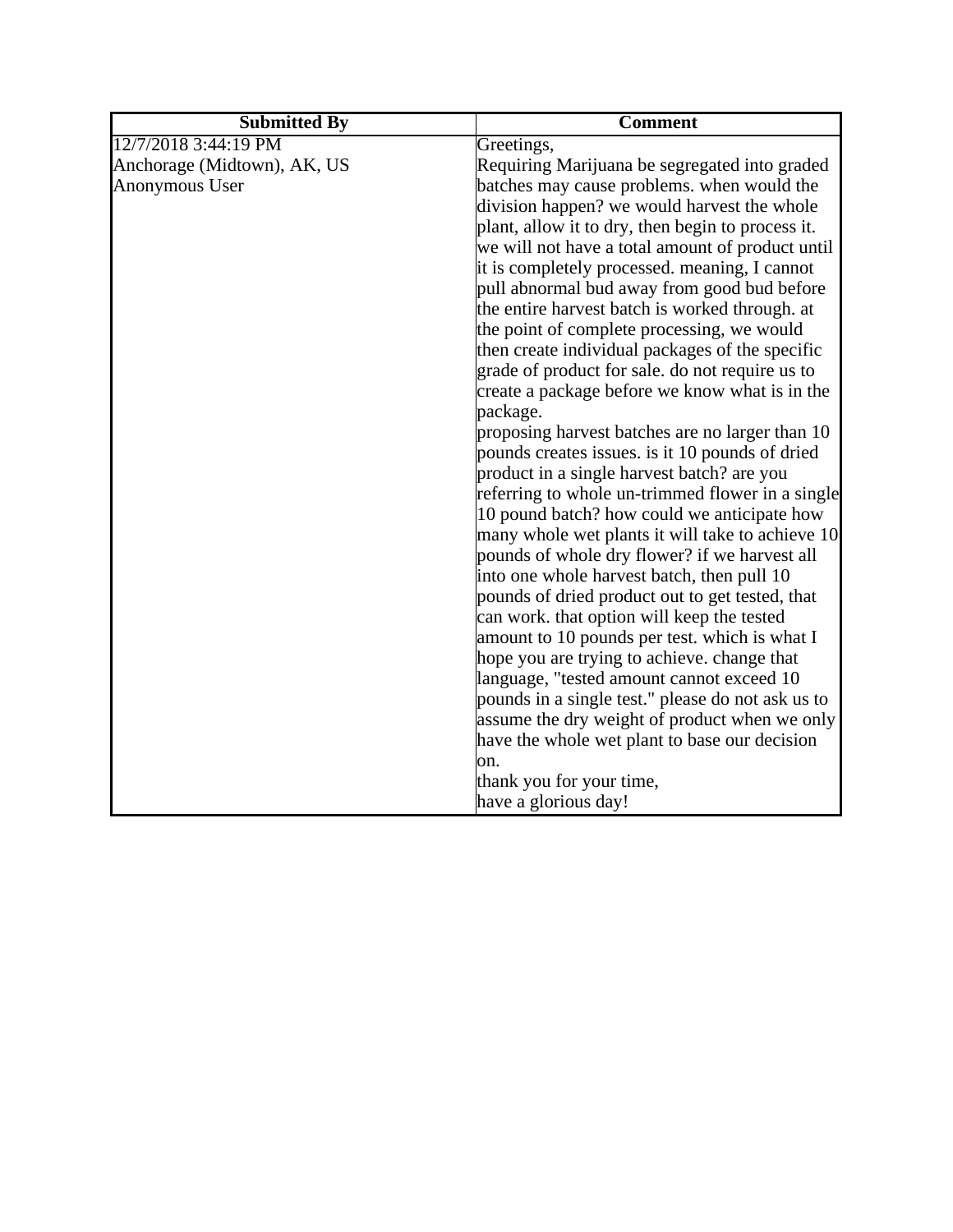| Submitted By | Comment |
|---|---|
| 12/7/2018 3:44:19 PM<br>Anchorage (Midtown), AK, US<br>Anonymous User | Greetings,<br>Requiring Marijuana be segregated into graded batches may cause problems. when would the division happen? we would harvest the whole plant, allow it to dry, then begin to process it. we will not have a total amount of product until it is completely processed. meaning, I cannot pull abnormal bud away from good bud before the entire harvest batch is worked through. at the point of complete processing, we would then create individual packages of the specific grade of product for sale. do not require us to create a package before we know what is in the package.<br>proposing harvest batches are no larger than 10 pounds creates issues. is it 10 pounds of dried product in a single harvest batch? are you referring to whole un-trimmed flower in a single 10 pound batch? how could we anticipate how many whole wet plants it will take to achieve 10 pounds of whole dry flower? if we harvest all into one whole harvest batch, then pull 10 pounds of dried product out to get tested, that can work. that option will keep the tested amount to 10 pounds per test. which is what I hope you are trying to achieve. change that language, "tested amount cannot exceed 10 pounds in a single test." please do not ask us to assume the dry weight of product when we only have the whole wet plant to base our decision on.<br>thank you for your time,<br>have a glorious day! |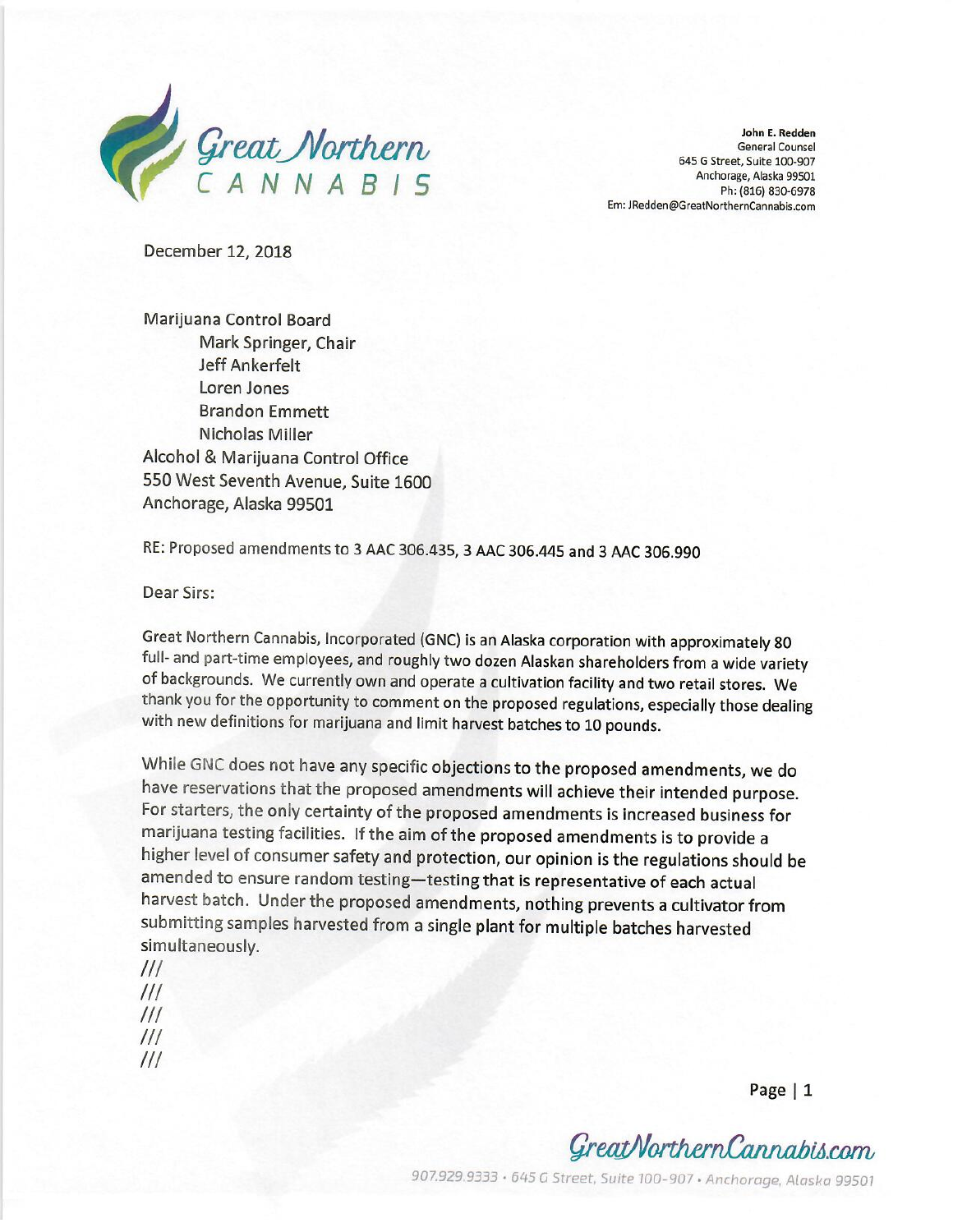Great Northern CANNABIS

**John E. Redden**
General Counsel
645 G Street, Suite 100-907
Anchorage, Alaska 99501
Ph: (816) 830-6978
Em: JRedden@GreatNorthernCannabis.com

December 12, 2018

Marijuana Control Board
Mark Springer, Chair
Jeff Ankerfelt
Loren Jones
Brandon Emmett
Nicholas Miller
Alcohol & Marijuana Control Office
550 West Seventh Avenue, Suite 1600
Anchorage, Alaska 99501

RE: Proposed amendments to 3 AAC 306.435, 3 AAC 306.445 and 3 AAC 306.990

Dear Sirs:

Great Northern Cannabis, Incorporated (GNC) is an Alaska corporation with approximately 80 full- and part-time employees, and roughly two dozen Alaskan shareholders from a wide variety of backgrounds. We currently own and operate a cultivation facility and two retail stores. We thank you for the opportunity to comment on the proposed regulations, especially those dealing with new definitions for marijuana and limit harvest batches to 10 pounds.

While GNC does not have any specific objections to the proposed amendments, we do have reservations that the proposed amendments will achieve their intended purpose. For starters, the only certainty of the proposed amendments is increased business for marijuana testing facilities. If the aim of the proposed amendments is to provide a higher level of consumer safety and protection, our opinion is the regulations should be amended to ensure random testing—testing that is representative of each actual harvest batch. Under the proposed amendments, nothing prevents a cultivator from submitting samples harvested from a single plant for multiple batches harvested simultaneously.

///
///
///
///
///

GreatNorthernCannabis.com

907.929.9333 · 645 G Street, Suite 100-907 · Anchorage, Alaska 99501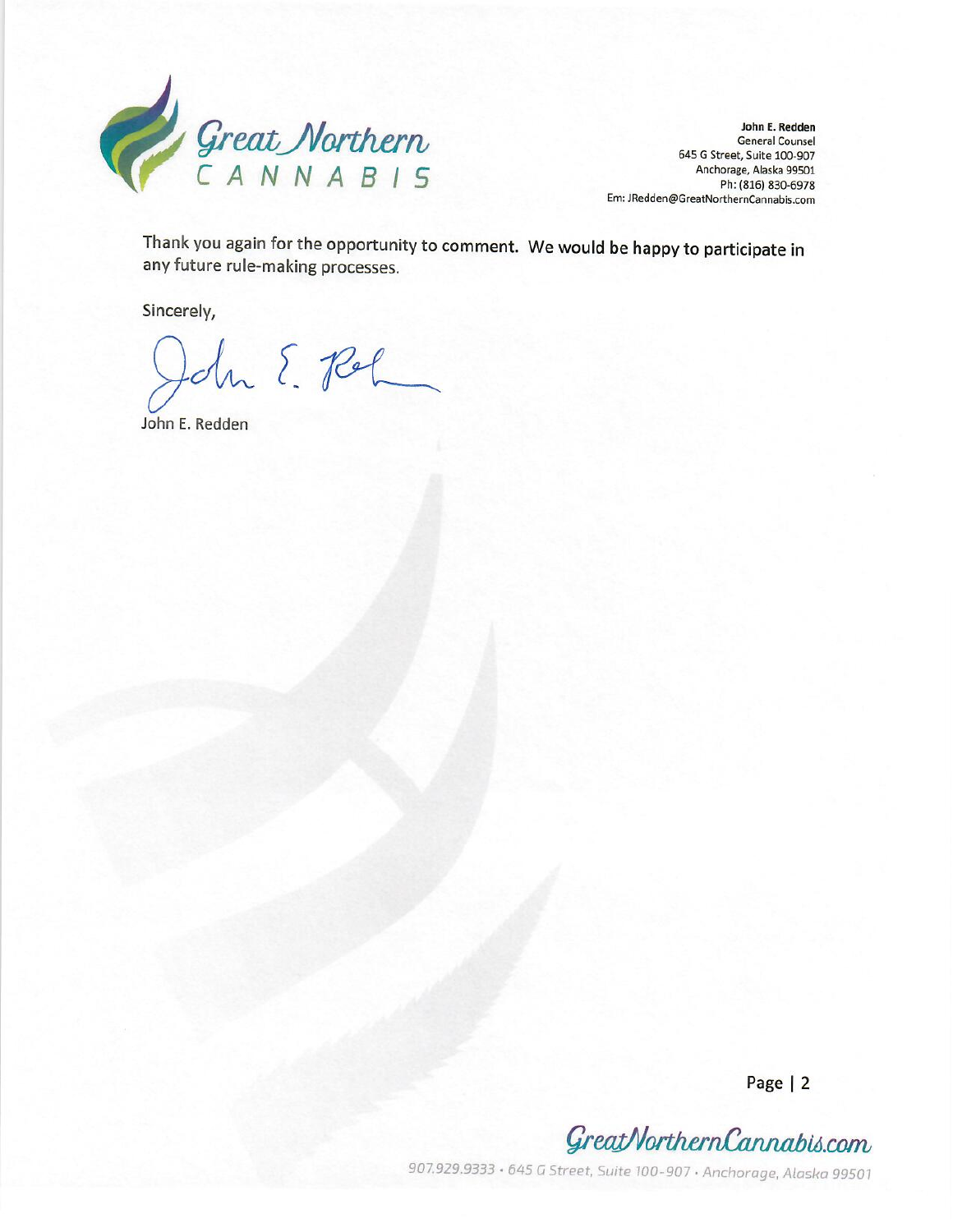**Great Northern CANNABIS**

**John E. Redden**
General Counsel
645 G Street, Suite 100-907
Anchorage, Alaska 99501
Ph: (816) 830-6978
Em: JRedden@GreatNorthernCannabis.com

Thank you again for the opportunity to comment. We would be happy to participate in any future rule-making processes.

Sincerely,

John E. Redden

GreatNorthernCannabis.com
907.929.9333 · 645 G Street, Suite 100-907 · Anchorage, Alaska 99501